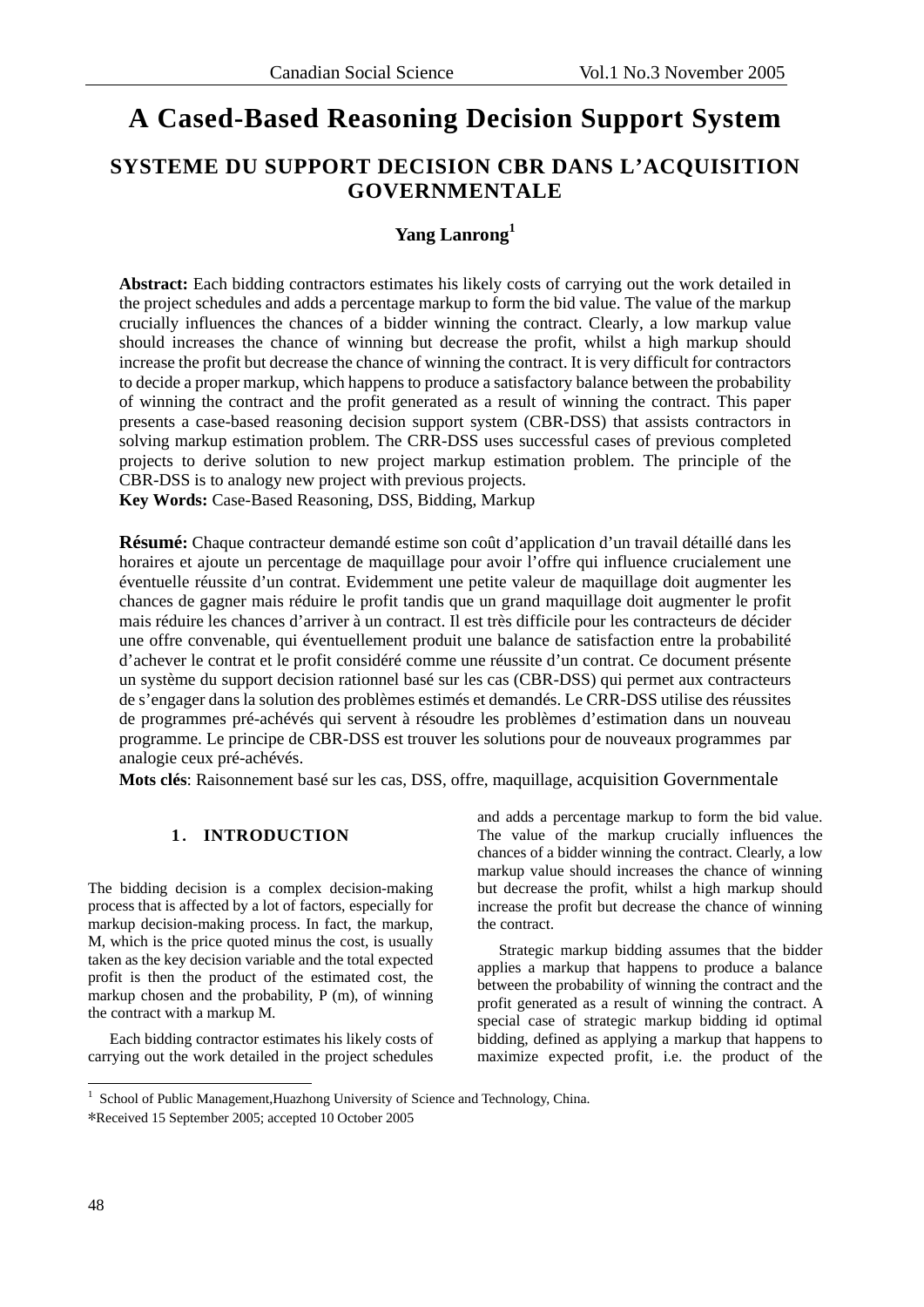# A Cased-Based Reasoning Decision Support System

## SYSTEME DU SUPPORT DECISION CBR DANS L'ACQUISITION GOVERNMENTALE

**Yang Lanrong**[1]

**Abstract:** Each bidding contractors estimates his likely costs of carrying out the work detailed in the project schedules and adds a percentage markup to form the bid value. The value of the markup crucially influences the chances of a bidder winning the contract. Clearly, a low markup value should increases the chance of winning but decrease the profit, whilst a high markup should increase the profit but decrease the chance of winning the contract. It is very difficult for contractors to decide a proper markup, which happens to produce a satisfactory balance between the probability of winning the contract and the profit generated as a result of winning the contract. This paper presents a case-based reasoning decision support system (CBR-DSS) that assists contractors in solving markup estimation problem. The CRR-DSS uses successful cases of previous completed projects to derive solution to new project markup estimation problem. The principle of the CBR-DSS is to analogy new project with previous projects.

**Key Words:** Case-Based Reasoning, DSS, Bidding, Markup

**Résumé:** Chaque contracteur demandé estime son coût d'application d'un travail détaillé dans les horaires et ajoute un percentage de maquillage pour avoir l'offre qui influence crucialement une éventuelle réussite d'un contrat. Evidemment une petite valeur de maquillage doit augmenter les chances de gagner mais réduire le profit tandis que un grand maquillage doit augmenter le profit mais réduire les chances d'arriver à un contract. Il est très difficile pour les contracteurs de décider une offre convenable, qui éventuellement produit une balance de satisfaction entre la probabilité d'achever le contrat et le profit considéré comme une réussite d'un contrat. Ce document présente un système du support decision rationnel basé sur les cas (CBR-DSS) qui permet aux contracteurs de s'engager dans la solution des problèmes estimés et demandés. Le CRR-DSS utilise des réussites de programmes pré-achévés qui servent à résoudre les problèmes d'estimation dans un nouveau programme. Le principe de CBR-DSS est trouver les solutions pour de nouveaux programmes par analogie ceux pré-achévés.

**Mots clés**: Raisonnement basé sur les cas, DSS, offre, maquillage, acquisition Governmentale

## 1. INTRODUCTION

The bidding decision is a complex decision-making process that is affected by a lot of factors, especially for markup decision-making process. In fact, the markup, M, which is the price quoted minus the cost, is usually taken as the key decision variable and the total expected profit is then the product of the estimated cost, the markup chosen and the probability, P (m), of winning the contract with a markup M.

Each bidding contractor estimates his likely costs of carrying out the work detailed in the project schedules and adds a percentage markup to form the bid value. The value of the markup crucially influences the chances of a bidder winning the contract. Clearly, a low markup value should increases the chance of winning but decrease the profit, whilst a high markup should increase the profit but decrease the chance of winning the contract.

Strategic markup bidding assumes that the bidder applies a markup that happens to produce a balance between the probability of winning the contract and the profit generated as a result of winning the contract. A special case of strategic markup bidding id optimal bidding, defined as applying a markup that happens to maximize expected profit, i.e. the product of the

---

[1] School of Public Management,Huazhong University of Science and Technology, China.

*Received 15 September 2005; accepted 10 October 2005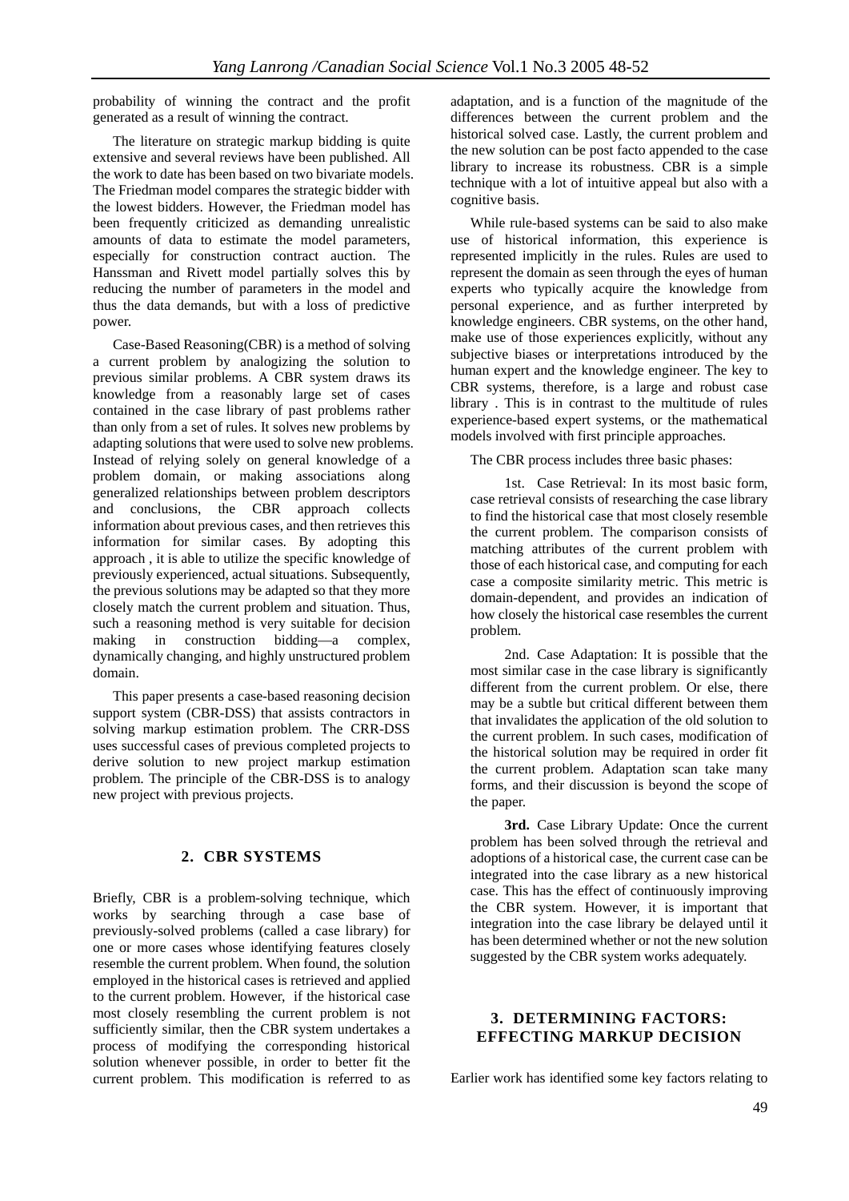probability of winning the contract and the profit generated as a result of winning the contract.

The literature on strategic markup bidding is quite extensive and several reviews have been published. All the work to date has been based on two bivariate models. The Friedman model compares the strategic bidder with the lowest bidders. However, the Friedman model has been frequently criticized as demanding unrealistic amounts of data to estimate the model parameters, especially for construction contract auction. The Hanssman and Rivett model partially solves this by reducing the number of parameters in the model and thus the data demands, but with a loss of predictive power.

Case-Based Reasoning(CBR) is a method of solving a current problem by analogizing the solution to previous similar problems. A CBR system draws its knowledge from a reasonably large set of cases contained in the case library of past problems rather than only from a set of rules. It solves new problems by adapting solutions that were used to solve new problems. Instead of relying solely on general knowledge of a problem domain, or making associations along generalized relationships between problem descriptors and conclusions, the CBR approach collects information about previous cases, and then retrieves this information for similar cases. By adopting this approach , it is able to utilize the specific knowledge of previously experienced, actual situations. Subsequently, the previous solutions may be adapted so that they more closely match the current problem and situation. Thus, such a reasoning method is very suitable for decision making in construction bidding—a complex, dynamically changing, and highly unstructured problem domain.

This paper presents a case-based reasoning decision support system (CBR-DSS) that assists contractors in solving markup estimation problem. The CRR-DSS uses successful cases of previous completed projects to derive solution to new project markup estimation problem. The principle of the CBR-DSS is to analogy new project with previous projects.

## 2. CBR SYSTEMS

Briefly, CBR is a problem-solving technique, which works by searching through a case base of previously-solved problems (called a case library) for one or more cases whose identifying features closely resemble the current problem. When found, the solution employed in the historical cases is retrieved and applied to the current problem. However, if the historical case most closely resembling the current problem is not sufficiently similar, then the CBR system undertakes a process of modifying the corresponding historical solution whenever possible, in order to better fit the current problem. This modification is referred to as adaptation, and is a function of the magnitude of the differences between the current problem and the historical solved case. Lastly, the current problem and the new solution can be post facto appended to the case library to increase its robustness. CBR is a simple technique with a lot of intuitive appeal but also with a cognitive basis.

While rule-based systems can be said to also make use of historical information, this experience is represented implicitly in the rules. Rules are used to represent the domain as seen through the eyes of human experts who typically acquire the knowledge from personal experience, and as further interpreted by knowledge engineers. CBR systems, on the other hand, make use of those experiences explicitly, without any subjective biases or interpretations introduced by the human expert and the knowledge engineer. The key to CBR systems, therefore, is a large and robust case library . This is in contrast to the multitude of rules experience-based expert systems, or the mathematical models involved with first principle approaches.

The CBR process includes three basic phases:

1st. Case Retrieval: In its most basic form, case retrieval consists of researching the case library to find the historical case that most closely resemble the current problem. The comparison consists of matching attributes of the current problem with those of each historical case, and computing for each case a composite similarity metric. This metric is domain-dependent, and provides an indication of how closely the historical case resembles the current problem.

2nd. Case Adaptation: It is possible that the most similar case in the case library is significantly different from the current problem. Or else, there may be a subtle but critical different between them that invalidates the application of the old solution to the current problem. In such cases, modification of the historical solution may be required in order fit the current problem. Adaptation scan take many forms, and their discussion is beyond the scope of the paper.

**3rd.** Case Library Update: Once the current problem has been solved through the retrieval and adoptions of a historical case, the current case can be integrated into the case library as a new historical case. This has the effect of continuously improving the CBR system. However, it is important that integration into the case library be delayed until it has been determined whether or not the new solution suggested by the CBR system works adequately.

## 3. DETERMINING FACTORS: EFFECTING MARKUP DECISION

Earlier work has identified some key factors relating to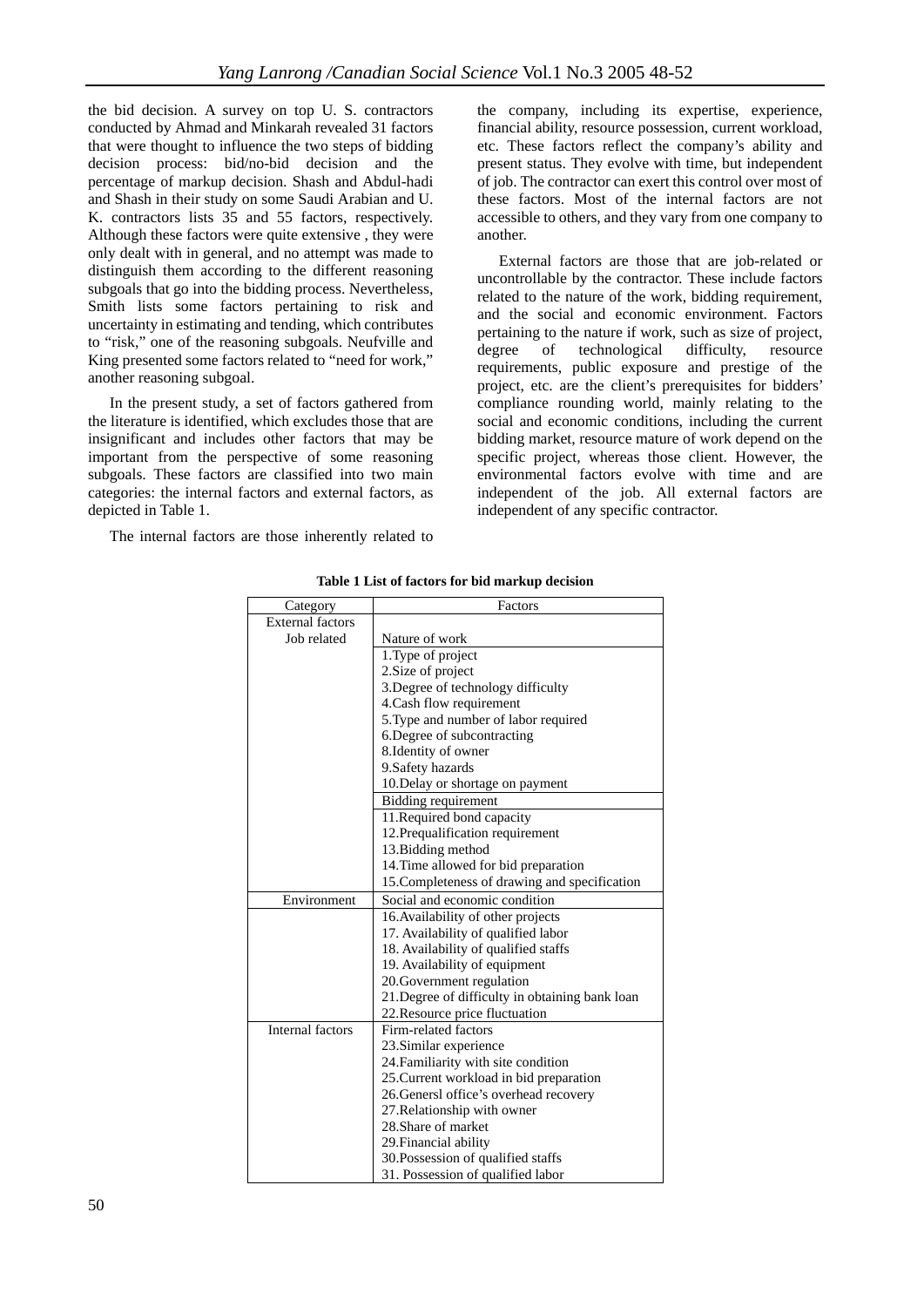the bid decision. A survey on top U. S. contractors conducted by Ahmad and Minkarah revealed 31 factors that were thought to influence the two steps of bidding decision process: bid/no-bid decision and the percentage of markup decision. Shash and Abdul-hadi and Shash in their study on some Saudi Arabian and U. K. contractors lists 35 and 55 factors, respectively. Although these factors were quite extensive , they were only dealt with in general, and no attempt was made to distinguish them according to the different reasoning subgoals that go into the bidding process. Nevertheless, Smith lists some factors pertaining to risk and uncertainty in estimating and tending, which contributes to "risk," one of the reasoning subgoals. Neufville and King presented some factors related to "need for work," another reasoning subgoal.

In the present study, a set of factors gathered from the literature is identified, which excludes those that are insignificant and includes other factors that may be important from the perspective of some reasoning subgoals. These factors are classified into two main categories: the internal factors and external factors, as depicted in Table 1.

The internal factors are those inherently related to the company, including its expertise, experience, financial ability, resource possession, current workload, etc. These factors reflect the company's ability and present status. They evolve with time, but independent of job. The contractor can exert this control over most of these factors. Most of the internal factors are not accessible to others, and they vary from one company to another.

External factors are those that are job-related or uncontrollable by the contractor. These include factors related to the nature of the work, bidding requirement, and the social and economic environment. Factors pertaining to the nature if work, such as size of project, degree of technological difficulty, resource requirements, public exposure and prestige of the project, etc. are the client's prerequisites for bidders' compliance rounding world, mainly relating to the social and economic conditions, including the current bidding market, resource mature of work depend on the specific project, whereas those client. However, the environmental factors evolve with time and are independent of the job. All external factors are independent of any specific contractor.

**Table 1 List of factors for bid markup decision**

| Category | Factors |
|---|---|
| External factors | |
| Job related | Nature of work |
| | 1.Type of project |
| | 2.Size of project |
| | 3.Degree of technology difficulty |
| | 4.Cash flow requirement |
| | 5.Type and number of labor required |
| | 6.Degree of subcontracting |
| | 8.Identity of owner |
| | 9.Safety hazards |
| | 10.Delay or shortage on payment |
| | Bidding requirement |
| | 11.Required bond capacity |
| | 12.Prequalification requirement |
| | 13.Bidding method |
| | 14.Time allowed for bid preparation |
| | 15.Completeness of drawing and specification |
| Environment | Social and economic condition |
| | 16.Availability of other projects |
| | 17. Availability of qualified labor |
| | 18. Availability of qualified staffs |
| | 19. Availability of equipment |
| | 20.Government regulation |
| | 21.Degree of difficulty in obtaining bank loan |
| | 22.Resource price fluctuation |
| Internal factors | Firm-related factors |
| | 23.Similar experience |
| | 24.Familiarity with site condition |
| | 25.Current workload in bid preparation |
| | 26.Genersl office's overhead recovery |
| | 27.Relationship with owner |
| | 28.Share of market |
| | 29.Financial ability |
| | 30.Possession of qualified staffs |
| | 31. Possession of qualified labor |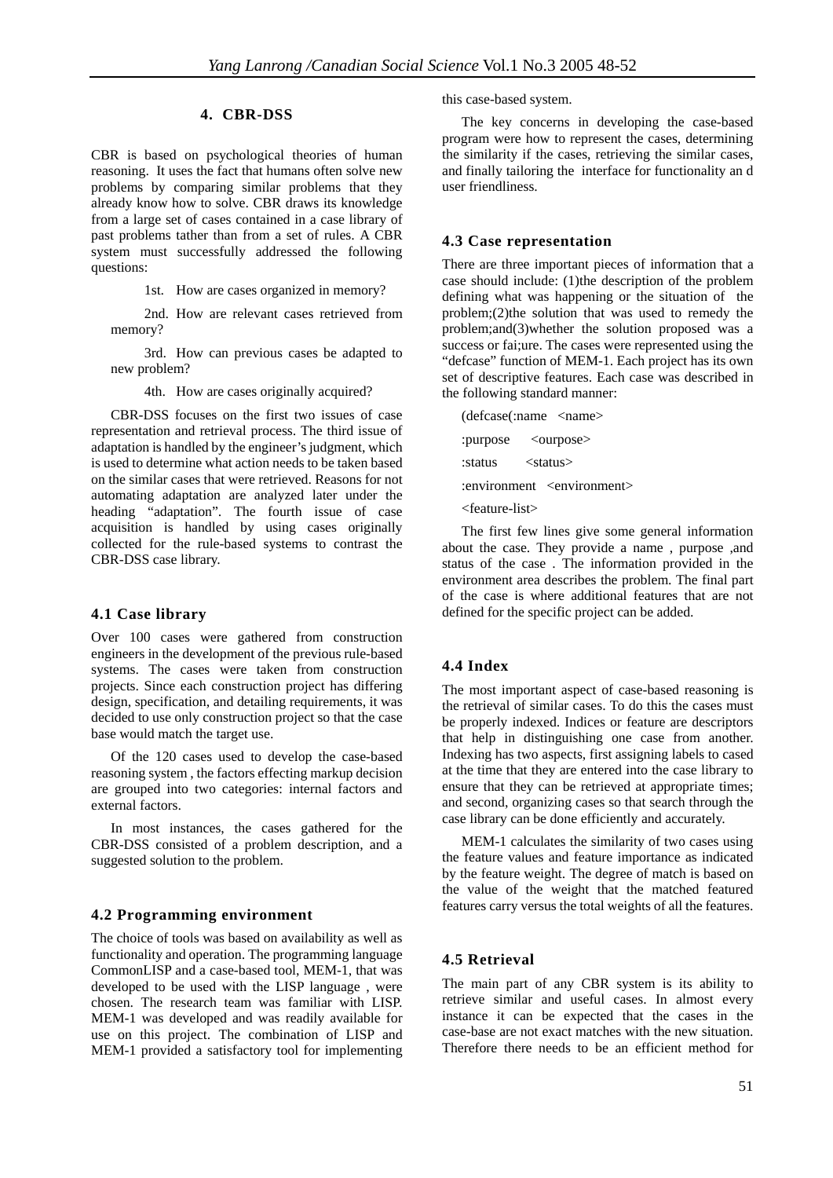## 4. CBR-DSS

CBR is based on psychological theories of human reasoning. It uses the fact that humans often solve new problems by comparing similar problems that they already know how to solve. CBR draws its knowledge from a large set of cases contained in a case library of past problems tather than from a set of rules. A CBR system must successfully addressed the following questions:

1st. How are cases organized in memory?

2nd. How are relevant cases retrieved from memory?

3rd. How can previous cases be adapted to new problem?

4th. How are cases originally acquired?

CBR-DSS focuses on the first two issues of case representation and retrieval process. The third issue of adaptation is handled by the engineer's judgment, which is used to determine what action needs to be taken based on the similar cases that were retrieved. Reasons for not automating adaptation are analyzed later under the heading "adaptation". The fourth issue of case acquisition is handled by using cases originally collected for the rule-based systems to contrast the CBR-DSS case library.

### 4.1 Case library

Over 100 cases were gathered from construction engineers in the development of the previous rule-based systems. The cases were taken from construction projects. Since each construction project has differing design, specification, and detailing requirements, it was decided to use only construction project so that the case base would match the target use.

Of the 120 cases used to develop the case-based reasoning system , the factors effecting markup decision are grouped into two categories: internal factors and external factors.

In most instances, the cases gathered for the CBR-DSS consisted of a problem description, and a suggested solution to the problem.

### 4.2 Programming environment

The choice of tools was based on availability as well as functionality and operation. The programming language CommonLISP and a case-based tool, MEM-1, that was developed to be used with the LISP language , were chosen. The research team was familiar with LISP. MEM-1 was developed and was readily available for use on this project. The combination of LISP and MEM-1 provided a satisfactory tool for implementing this case-based system.

The key concerns in developing the case-based program were how to represent the cases, determining the similarity if the cases, retrieving the similar cases, and finally tailoring the interface for functionality an d user friendliness.

### 4.3 Case representation

There are three important pieces of information that a case should include: (1)the description of the problem defining what was happening or the situation of the problem;(2)the solution that was used to remedy the problem;and(3)whether the solution proposed was a success or fai;ure. The cases were represented using the "defcase" function of MEM-1. Each project has its own set of descriptive features. Each case was described in the following standard manner:

```
(defcase(:name   <name>
:purpose     <ourpose>
:status       <status>
:environment   <environment>
<feature-list>
```

The first few lines give some general information about the case. They provide a name , purpose ,and status of the case . The information provided in the environment area describes the problem. The final part of the case is where additional features that are not defined for the specific project can be added.

### 4.4 Index

The most important aspect of case-based reasoning is the retrieval of similar cases. To do this the cases must be properly indexed. Indices or feature are descriptors that help in distinguishing one case from another. Indexing has two aspects, first assigning labels to cased at the time that they are entered into the case library to ensure that they can be retrieved at appropriate times; and second, organizing cases so that search through the case library can be done efficiently and accurately.

MEM-1 calculates the similarity of two cases using the feature values and feature importance as indicated by the feature weight. The degree of match is based on the value of the weight that the matched featured features carry versus the total weights of all the features.

### 4.5 Retrieval

The main part of any CBR system is its ability to retrieve similar and useful cases. In almost every instance it can be expected that the cases in the case-base are not exact matches with the new situation. Therefore there needs to be an efficient method for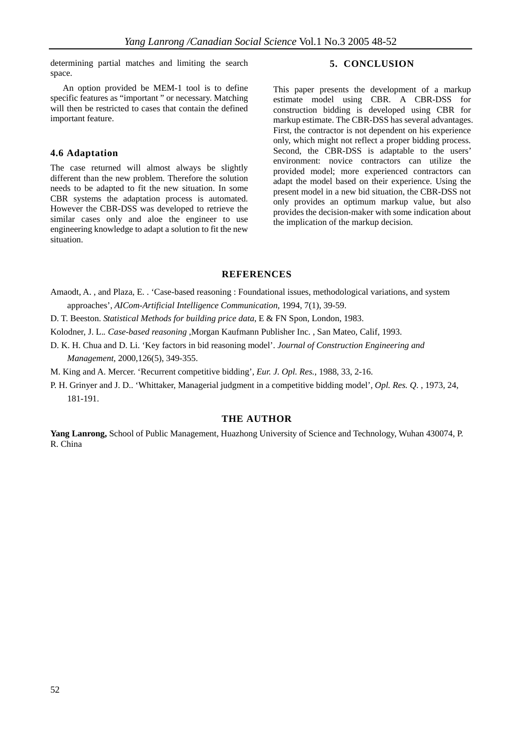determining partial matches and limiting the search space.

An option provided be MEM-1 tool is to define specific features as "important " or necessary. Matching will then be restricted to cases that contain the defined important feature.

### 4.6 Adaptation

The case returned will almost always be slightly different than the new problem. Therefore the solution needs to be adapted to fit the new situation. In some CBR systems the adaptation process is automated. However the CBR-DSS was developed to retrieve the similar cases only and aloe the engineer to use engineering knowledge to adapt a solution to fit the new situation.

## 5. CONCLUSION

This paper presents the development of a markup estimate model using CBR. A CBR-DSS for construction bidding is developed using CBR for markup estimate. The CBR-DSS has several advantages. First, the contractor is not dependent on his experience only, which might not reflect a proper bidding process. Second, the CBR-DSS is adaptable to the users' environment: novice contractors can utilize the provided model; more experienced contractors can adapt the model based on their experience. Using the present model in a new bid situation, the CBR-DSS not only provides an optimum markup value, but also provides the decision-maker with some indication about the implication of the markup decision.

## REFERENCES

Amaodt, A. , and Plaza, E. . 'Case-based reasoning : Foundational issues, methodological variations, and system approaches', *AICom-Artificial Intelligence Communication*, 1994, 7(1), 39-59.

D. T. Beeston. *Statistical Methods for building price data*, E & FN Spon, London, 1983.

Kolodner, J. L.. *Case-based reasoning* ,Morgan Kaufmann Publisher Inc. , San Mateo, Calif, 1993.

D. K. H. Chua and D. Li. 'Key factors in bid reasoning model'. *Journal of Construction Engineering and Management,* 2000,126(5), 349-355.

M. King and A. Mercer. 'Recurrent competitive bidding', *Eur. J. Opl. Res.*, 1988, 33, 2-16.

P. H. Grinyer and J. D.. 'Whittaker, Managerial judgment in a competitive bidding model', *Opl. Res. Q.* , 1973, 24, 181-191.

## THE AUTHOR

**Yang Lanrong,** School of Public Management, Huazhong University of Science and Technology, Wuhan 430074, P. R. China